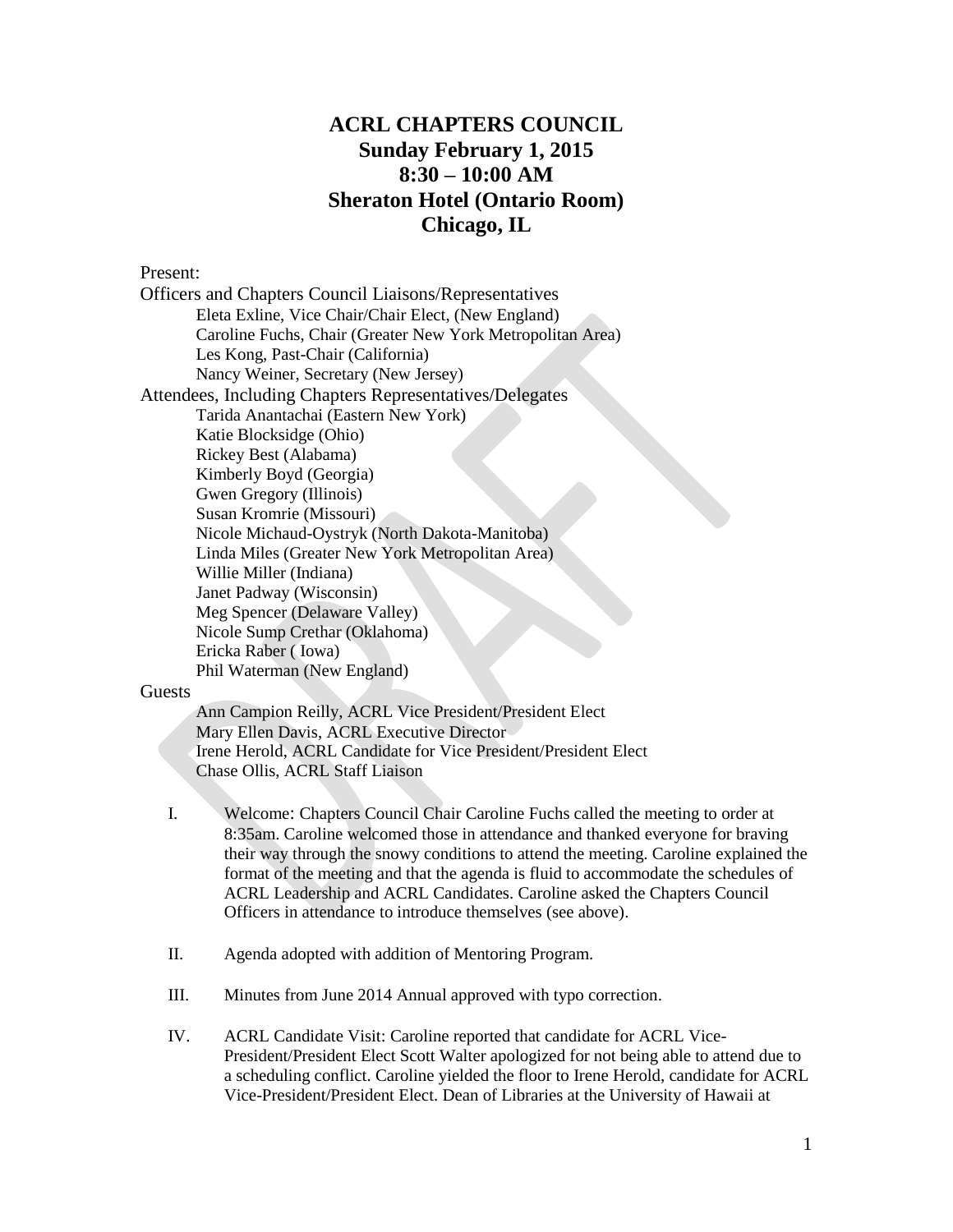# ACRL CHAPTERS COUNCIL
## Sunday February 1, 2015
## 8:30 – 10:00 AM
## Sheraton Hotel (Ontario Room)
## Chicago, IL

Present:

Officers and Chapters Council Liaisons/Representatives

- Eleta Exline, Vice Chair/Chair Elect, (New England)
- Caroline Fuchs, Chair (Greater New York Metropolitan Area)
- Les Kong, Past-Chair (California)
- Nancy Weiner, Secretary (New Jersey)

Attendees, Including Chapters Representatives/Delegates

- Tarida Anantachai (Eastern New York)
- Katie Blocksidge (Ohio)
- Rickey Best (Alabama)
- Kimberly Boyd (Georgia)
- Gwen Gregory (Illinois)
- Susan Kromrie (Missouri)
- Nicole Michaud-Oystryk (North Dakota-Manitoba)
- Linda Miles (Greater New York Metropolitan Area)
- Willie Miller (Indiana)
- Janet Padway (Wisconsin)
- Meg Spencer (Delaware Valley)
- Nicole Sump Crethar (Oklahoma)
- Ericka Raber ( Iowa)
- Phil Waterman (New England)

Guests

- Ann Campion Reilly, ACRL Vice President/President Elect
- Mary Ellen Davis, ACRL Executive Director
- Irene Herold, ACRL Candidate for Vice President/President Elect
- Chase Ollis, ACRL Staff Liaison

I. Welcome: Chapters Council Chair Caroline Fuchs called the meeting to order at 8:35am. Caroline welcomed those in attendance and thanked everyone for braving their way through the snowy conditions to attend the meeting. Caroline explained the format of the meeting and that the agenda is fluid to accommodate the schedules of ACRL Leadership and ACRL Candidates. Caroline asked the Chapters Council Officers in attendance to introduce themselves (see above).

II. Agenda adopted with addition of Mentoring Program.

III. Minutes from June 2014 Annual approved with typo correction.

IV. ACRL Candidate Visit: Caroline reported that candidate for ACRL Vice-President/President Elect Scott Walter apologized for not being able to attend due to a scheduling conflict. Caroline yielded the floor to Irene Herold, candidate for ACRL Vice-President/President Elect. Dean of Libraries at the University of Hawaii at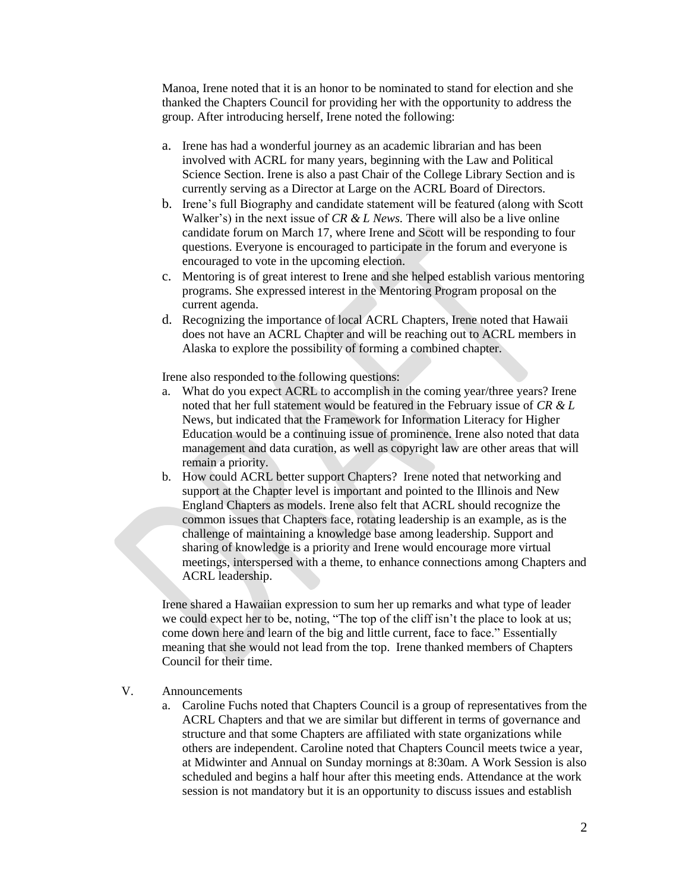Manoa, Irene noted that it is an honor to be nominated to stand for election and she thanked the Chapters Council for providing her with the opportunity to address the group. After introducing herself, Irene noted the following:

a. Irene has had a wonderful journey as an academic librarian and has been involved with ACRL for many years, beginning with the Law and Political Science Section. Irene is also a past Chair of the College Library Section and is currently serving as a Director at Large on the ACRL Board of Directors.
b. Irene's full Biography and candidate statement will be featured (along with Scott Walker's) in the next issue of *CR & L News.* There will also be a live online candidate forum on March 17, where Irene and Scott will be responding to four questions. Everyone is encouraged to participate in the forum and everyone is encouraged to vote in the upcoming election.
c. Mentoring is of great interest to Irene and she helped establish various mentoring programs. She expressed interest in the Mentoring Program proposal on the current agenda.
d. Recognizing the importance of local ACRL Chapters, Irene noted that Hawaii does not have an ACRL Chapter and will be reaching out to ACRL members in Alaska to explore the possibility of forming a combined chapter.

Irene also responded to the following questions:

a. What do you expect ACRL to accomplish in the coming year/three years? Irene noted that her full statement would be featured in the February issue of *CR & L* News, but indicated that the Framework for Information Literacy for Higher Education would be a continuing issue of prominence. Irene also noted that data management and data curation, as well as copyright law are other areas that will remain a priority.
b. How could ACRL better support Chapters? Irene noted that networking and support at the Chapter level is important and pointed to the Illinois and New England Chapters as models. Irene also felt that ACRL should recognize the common issues that Chapters face, rotating leadership is an example, as is the challenge of maintaining a knowledge base among leadership. Support and sharing of knowledge is a priority and Irene would encourage more virtual meetings, interspersed with a theme, to enhance connections among Chapters and ACRL leadership.

Irene shared a Hawaiian expression to sum her up remarks and what type of leader we could expect her to be, noting, "The top of the cliff isn't the place to look at us; come down here and learn of the big and little current, face to face." Essentially meaning that she would not lead from the top. Irene thanked members of Chapters Council for their time.

V. Announcements

a. Caroline Fuchs noted that Chapters Council is a group of representatives from the ACRL Chapters and that we are similar but different in terms of governance and structure and that some Chapters are affiliated with state organizations while others are independent. Caroline noted that Chapters Council meets twice a year, at Midwinter and Annual on Sunday mornings at 8:30am. A Work Session is also scheduled and begins a half hour after this meeting ends. Attendance at the work session is not mandatory but it is an opportunity to discuss issues and establish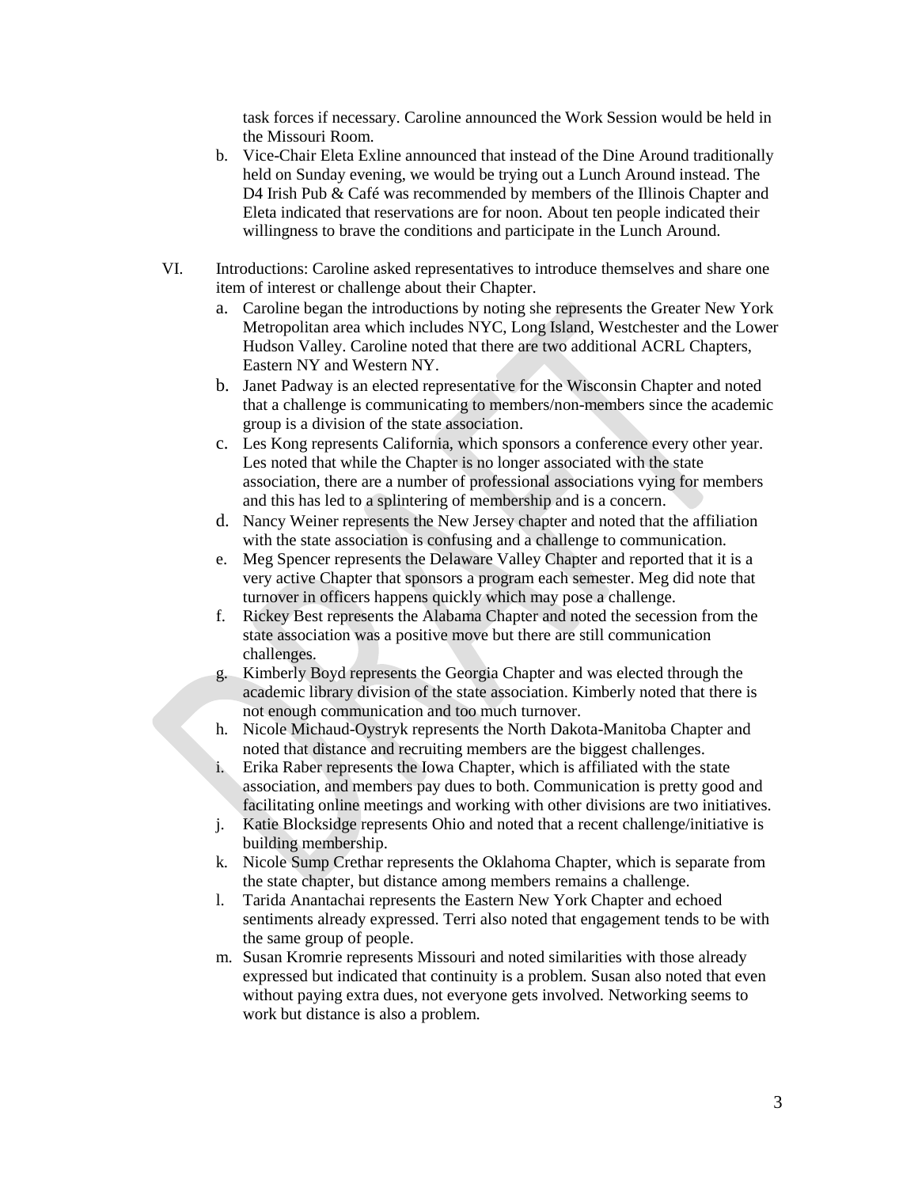task forces if necessary. Caroline announced the Work Session would be held in the Missouri Room.

b. Vice-Chair Eleta Exline announced that instead of the Dine Around traditionally held on Sunday evening, we would be trying out a Lunch Around instead. The D4 Irish Pub & Café was recommended by members of the Illinois Chapter and Eleta indicated that reservations are for noon. About ten people indicated their willingness to brave the conditions and participate in the Lunch Around.

VI. Introductions: Caroline asked representatives to introduce themselves and share one item of interest or challenge about their Chapter.

a. Caroline began the introductions by noting she represents the Greater New York Metropolitan area which includes NYC, Long Island, Westchester and the Lower Hudson Valley. Caroline noted that there are two additional ACRL Chapters, Eastern NY and Western NY.

b. Janet Padway is an elected representative for the Wisconsin Chapter and noted that a challenge is communicating to members/non-members since the academic group is a division of the state association.

c. Les Kong represents California, which sponsors a conference every other year. Les noted that while the Chapter is no longer associated with the state association, there are a number of professional associations vying for members and this has led to a splintering of membership and is a concern.

d. Nancy Weiner represents the New Jersey chapter and noted that the affiliation with the state association is confusing and a challenge to communication.

e. Meg Spencer represents the Delaware Valley Chapter and reported that it is a very active Chapter that sponsors a program each semester. Meg did note that turnover in officers happens quickly which may pose a challenge.

f. Rickey Best represents the Alabama Chapter and noted the secession from the state association was a positive move but there are still communication challenges.

g. Kimberly Boyd represents the Georgia Chapter and was elected through the academic library division of the state association. Kimberly noted that there is not enough communication and too much turnover.

h. Nicole Michaud-Oystryk represents the North Dakota-Manitoba Chapter and noted that distance and recruiting members are the biggest challenges.

i. Erika Raber represents the Iowa Chapter, which is affiliated with the state association, and members pay dues to both. Communication is pretty good and facilitating online meetings and working with other divisions are two initiatives.

j. Katie Blocksidge represents Ohio and noted that a recent challenge/initiative is building membership.

k. Nicole Sump Crethar represents the Oklahoma Chapter, which is separate from the state chapter, but distance among members remains a challenge.

l. Tarida Anantachai represents the Eastern New York Chapter and echoed sentiments already expressed. Terri also noted that engagement tends to be with the same group of people.

m. Susan Kromrie represents Missouri and noted similarities with those already expressed but indicated that continuity is a problem. Susan also noted that even without paying extra dues, not everyone gets involved. Networking seems to work but distance is also a problem.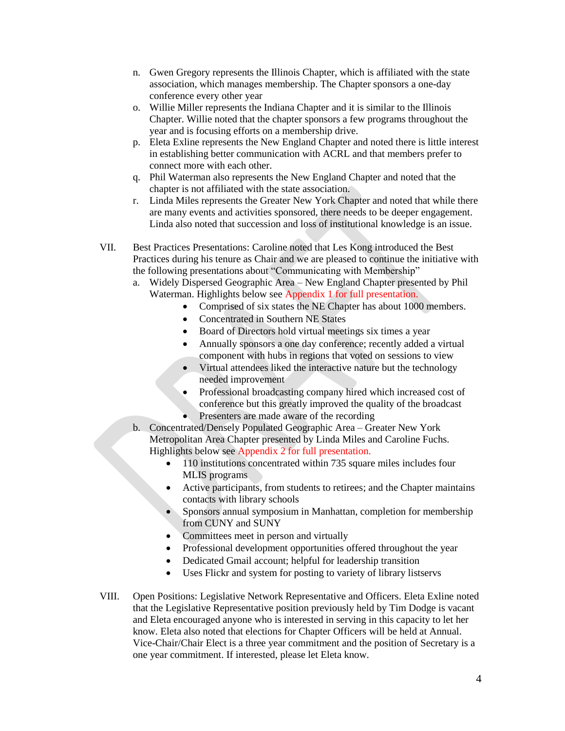n. Gwen Gregory represents the Illinois Chapter, which is affiliated with the state association, which manages membership. The Chapter sponsors a one-day conference every other year

o. Willie Miller represents the Indiana Chapter and it is similar to the Illinois Chapter. Willie noted that the chapter sponsors a few programs throughout the year and is focusing efforts on a membership drive.

p. Eleta Exline represents the New England Chapter and noted there is little interest in establishing better communication with ACRL and that members prefer to connect more with each other.

q. Phil Waterman also represents the New England Chapter and noted that the chapter is not affiliated with the state association.

r. Linda Miles represents the Greater New York Chapter and noted that while there are many events and activities sponsored, there needs to be deeper engagement. Linda also noted that succession and loss of institutional knowledge is an issue.

VII. Best Practices Presentations: Caroline noted that Les Kong introduced the Best Practices during his tenure as Chair and we are pleased to continue the initiative with the following presentations about "Communicating with Membership"

a. Widely Dispersed Geographic Area – New England Chapter presented by Phil Waterman. Highlights below see Appendix 1 for full presentation.

- Comprised of six states the NE Chapter has about 1000 members.
- Concentrated in Southern NE States
- Board of Directors hold virtual meetings six times a year
- Annually sponsors a one day conference; recently added a virtual component with hubs in regions that voted on sessions to view
- Virtual attendees liked the interactive nature but the technology needed improvement
- Professional broadcasting company hired which increased cost of conference but this greatly improved the quality of the broadcast
- Presenters are made aware of the recording

b. Concentrated/Densely Populated Geographic Area – Greater New York Metropolitan Area Chapter presented by Linda Miles and Caroline Fuchs. Highlights below see Appendix 2 for full presentation.

- 110 institutions concentrated within 735 square miles includes four MLIS programs
- Active participants, from students to retirees; and the Chapter maintains contacts with library schools
- Sponsors annual symposium in Manhattan, completion for membership from CUNY and SUNY
- Committees meet in person and virtually
- Professional development opportunities offered throughout the year
- Dedicated Gmail account; helpful for leadership transition
- Uses Flickr and system for posting to variety of library listservs

VIII. Open Positions: Legislative Network Representative and Officers. Eleta Exline noted that the Legislative Representative position previously held by Tim Dodge is vacant and Eleta encouraged anyone who is interested in serving in this capacity to let her know. Eleta also noted that elections for Chapter Officers will be held at Annual. Vice-Chair/Chair Elect is a three year commitment and the position of Secretary is a one year commitment. If interested, please let Eleta know.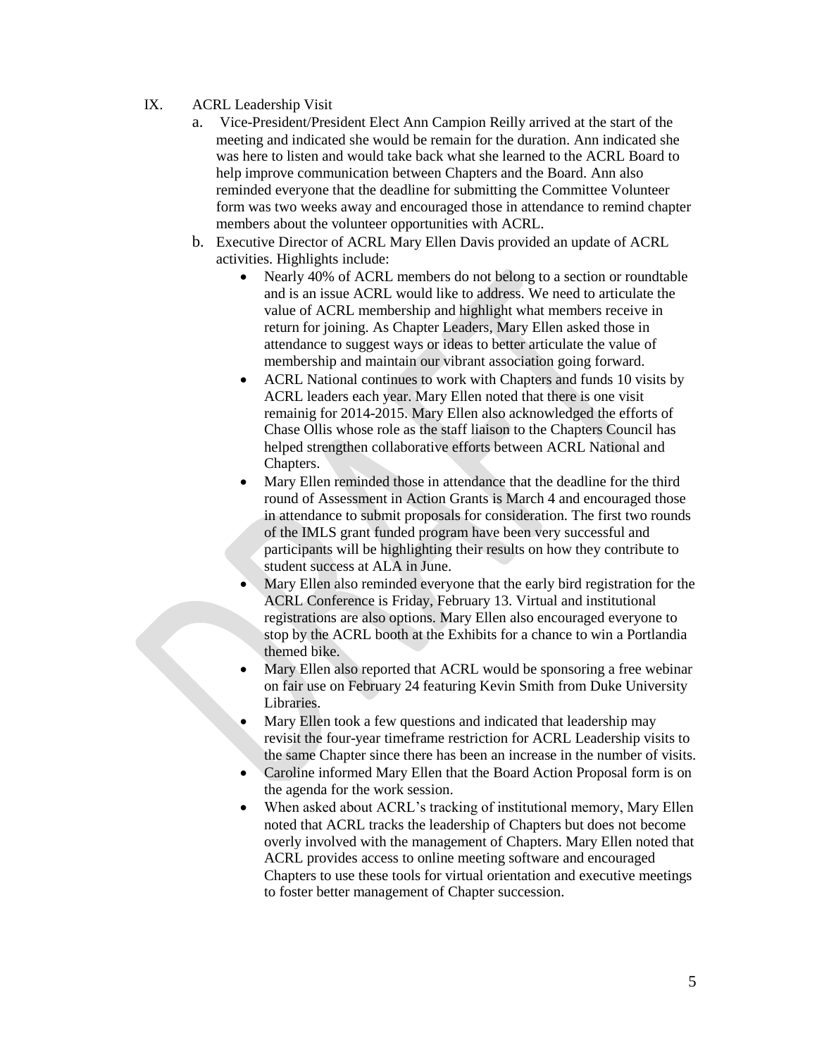IX. ACRL Leadership Visit

a. Vice-President/President Elect Ann Campion Reilly arrived at the start of the meeting and indicated she would be remain for the duration. Ann indicated she was here to listen and would take back what she learned to the ACRL Board to help improve communication between Chapters and the Board. Ann also reminded everyone that the deadline for submitting the Committee Volunteer form was two weeks away and encouraged those in attendance to remind chapter members about the volunteer opportunities with ACRL.

b. Executive Director of ACRL Mary Ellen Davis provided an update of ACRL activities. Highlights include:

- Nearly 40% of ACRL members do not belong to a section or roundtable and is an issue ACRL would like to address. We need to articulate the value of ACRL membership and highlight what members receive in return for joining. As Chapter Leaders, Mary Ellen asked those in attendance to suggest ways or ideas to better articulate the value of membership and maintain our vibrant association going forward.
- ACRL National continues to work with Chapters and funds 10 visits by ACRL leaders each year. Mary Ellen noted that there is one visit remainig for 2014-2015. Mary Ellen also acknowledged the efforts of Chase Ollis whose role as the staff liaison to the Chapters Council has helped strengthen collaborative efforts between ACRL National and Chapters.
- Mary Ellen reminded those in attendance that the deadline for the third round of Assessment in Action Grants is March 4 and encouraged those in attendance to submit proposals for consideration. The first two rounds of the IMLS grant funded program have been very successful and participants will be highlighting their results on how they contribute to student success at ALA in June.
- Mary Ellen also reminded everyone that the early bird registration for the ACRL Conference is Friday, February 13. Virtual and institutional registrations are also options. Mary Ellen also encouraged everyone to stop by the ACRL booth at the Exhibits for a chance to win a Portlandia themed bike.
- Mary Ellen also reported that ACRL would be sponsoring a free webinar on fair use on February 24 featuring Kevin Smith from Duke University Libraries.
- Mary Ellen took a few questions and indicated that leadership may revisit the four-year timeframe restriction for ACRL Leadership visits to the same Chapter since there has been an increase in the number of visits.
- Caroline informed Mary Ellen that the Board Action Proposal form is on the agenda for the work session.
- When asked about ACRL's tracking of institutional memory, Mary Ellen noted that ACRL tracks the leadership of Chapters but does not become overly involved with the management of Chapters. Mary Ellen noted that ACRL provides access to online meeting software and encouraged Chapters to use these tools for virtual orientation and executive meetings to foster better management of Chapter succession.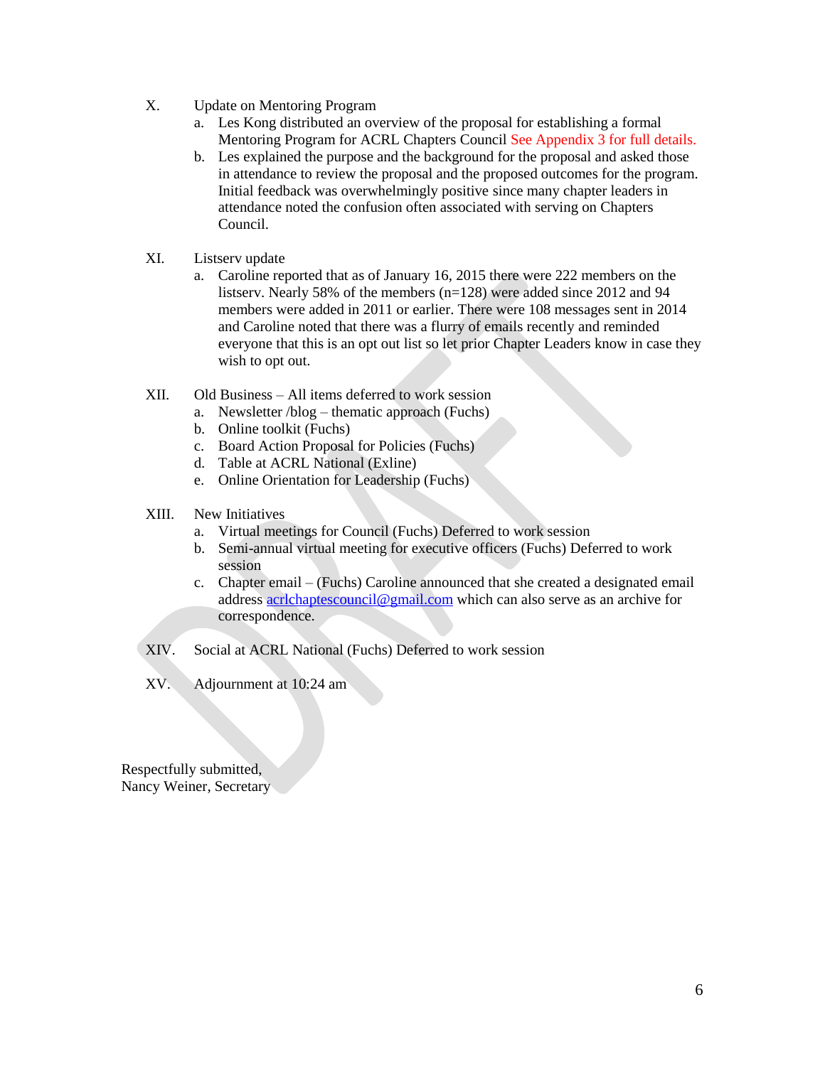X. Update on Mentoring Program
   a. Les Kong distributed an overview of the proposal for establishing a formal Mentoring Program for ACRL Chapters Council See Appendix 3 for full details.
   b. Les explained the purpose and the background for the proposal and asked those in attendance to review the proposal and the proposed outcomes for the program. Initial feedback was overwhelmingly positive since many chapter leaders in attendance noted the confusion often associated with serving on Chapters Council.

XI. Listserv update
   a. Caroline reported that as of January 16, 2015 there were 222 members on the listserv. Nearly 58% of the members (n=128) were added since 2012 and 94 members were added in 2011 or earlier. There were 108 messages sent in 2014 and Caroline noted that there was a flurry of emails recently and reminded everyone that this is an opt out list so let prior Chapter Leaders know in case they wish to opt out.

XII. Old Business – All items deferred to work session
   a. Newsletter /blog – thematic approach (Fuchs)
   b. Online toolkit (Fuchs)
   c. Board Action Proposal for Policies (Fuchs)
   d. Table at ACRL National (Exline)
   e. Online Orientation for Leadership (Fuchs)

XIII. New Initiatives
   a. Virtual meetings for Council (Fuchs) Deferred to work session
   b. Semi-annual virtual meeting for executive officers (Fuchs) Deferred to work session
   c. Chapter email – (Fuchs) Caroline announced that she created a designated email address acrlchaptescouncil@gmail.com which can also serve as an archive for correspondence.

XIV. Social at ACRL National (Fuchs) Deferred to work session

XV. Adjournment at 10:24 am

Respectfully submitted,
Nancy Weiner, Secretary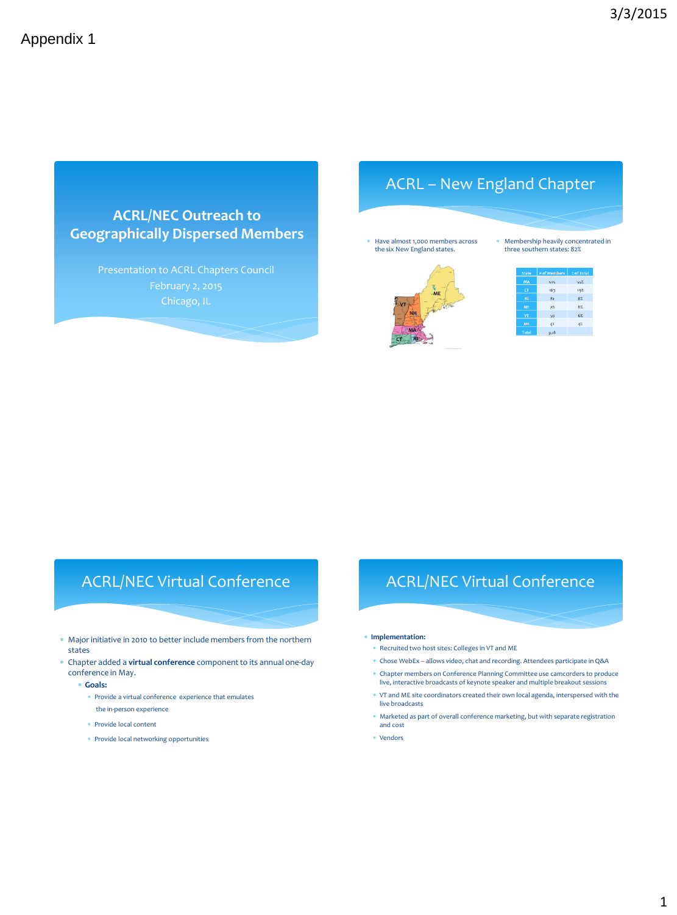Appendix 1

# ACRL/NEC Outreach to Geographically Dispersed Members

Presentation to ACRL Chapters Council
February 2, 2015
Chicago, IL

## ACRL – New England Chapter

- Have almost 1,000 members across the six New England states.
- Membership heavily concentrated in three southern states: 82%

| State | # of Members | % of Total |
|---|---|---|
| MA | 555 | 55% |
| CT | 183 | 19% |
| RI | 81 | 8% |
| NH | 78 | 8% |
| VT | 59 | 6% |
| ME | 42 | 4% |
| Total | 998 | |

## ACRL/NEC Virtual Conference

- Major initiative in 2010 to better include members from the northern states
- Chapter added a **virtual conference** component to its annual one-day conference in May.
  - **Goals:**
    - Provide a virtual conference experience that emulates the in-person experience
    - Provide local content
    - Provide local networking opportunities

## ACRL/NEC Virtual Conference

- **Implementation:**
  - Recruited two host sites: Colleges in VT and ME
  - Chose WebEx – allows video, chat and recording. Attendees participate in Q&A
  - Chapter members on Conference Planning Committee use camcorders to produce live, interactive broadcasts of keynote speaker and multiple breakout sessions
  - VT and ME site coordinators created their own local agenda, interspersed with the live broadcasts
  - Marketed as part of overall conference marketing, but with separate registration and cost
  - Vendors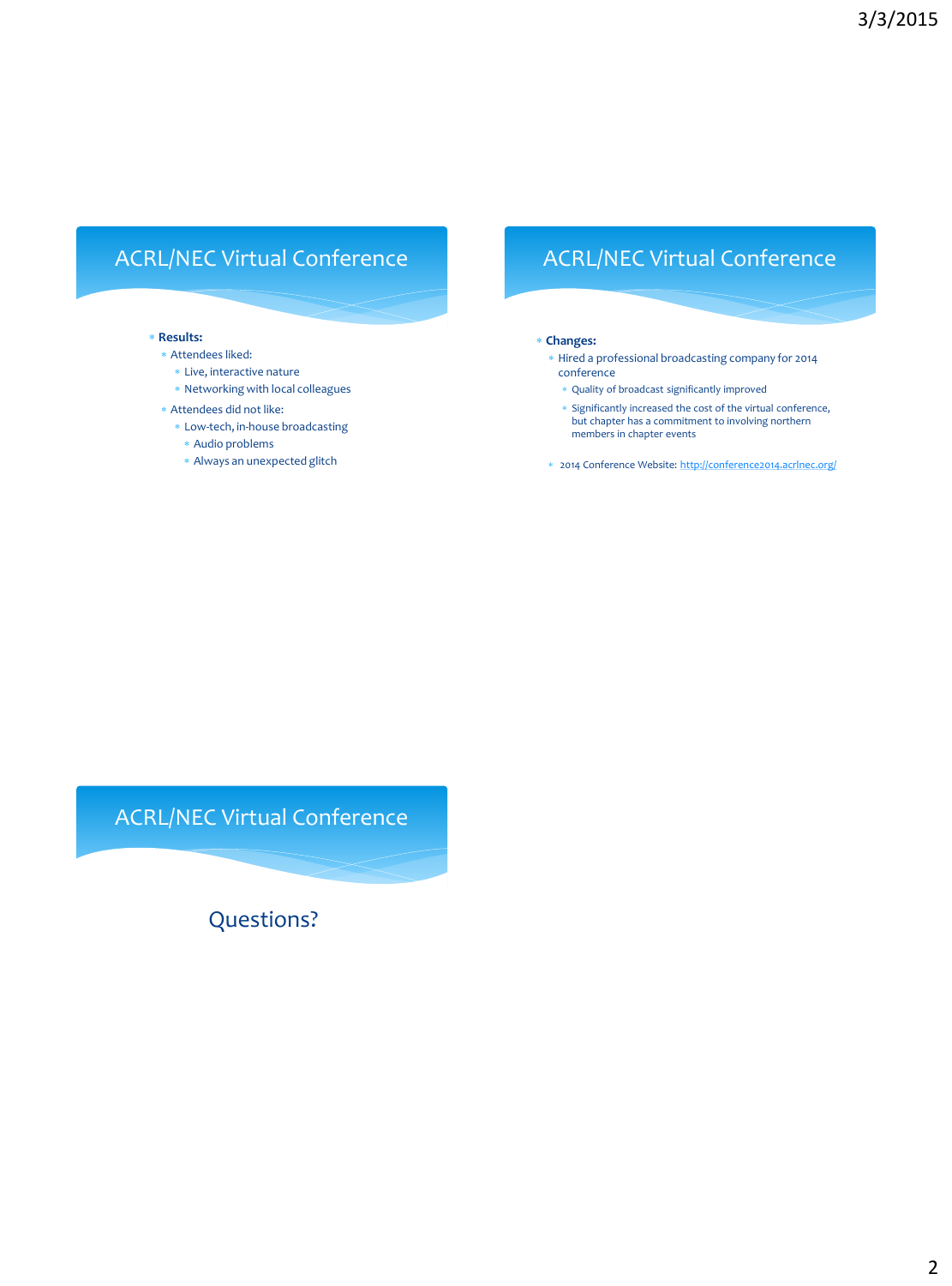## ACRL/NEC Virtual Conference

- **Results:**
  - Attendees liked:
    - Live, interactive nature
    - Networking with local colleagues
  - Attendees did not like:
    - Low-tech, in-house broadcasting
      - Audio problems
      - Always an unexpected glitch

## ACRL/NEC Virtual Conference

- **Changes:**
  - Hired a professional broadcasting company for 2014 conference
    - Quality of broadcast significantly improved
    - Significantly increased the cost of the virtual conference, but chapter has a commitment to involving northern members in chapter events
  - 2014 Conference Website: http://conference2014.acrlnec.org/

## ACRL/NEC Virtual Conference

Questions?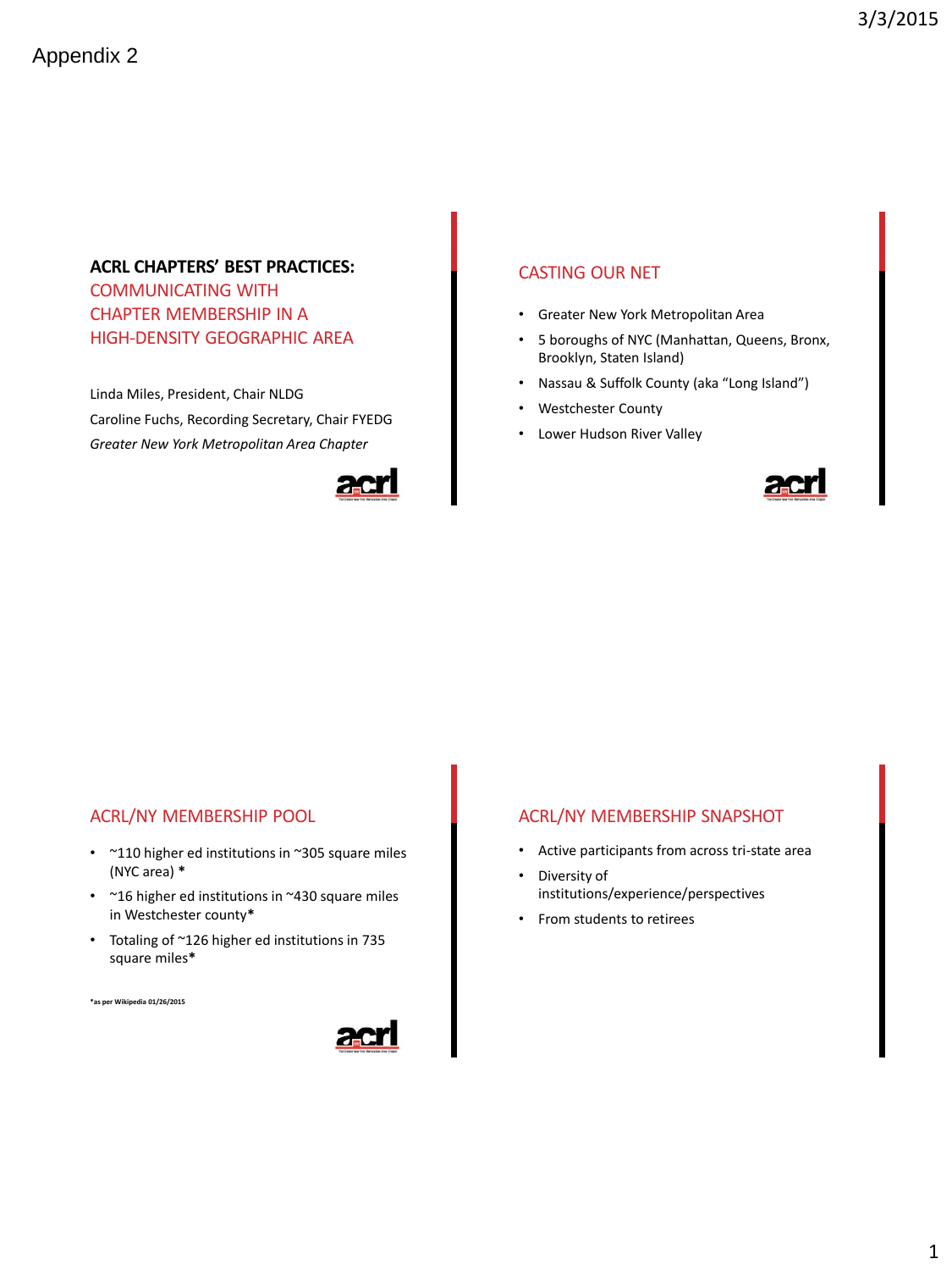Appendix 2

## ACRL CHAPTERS' BEST PRACTICES: COMMUNICATING WITH CHAPTER MEMBERSHIP IN A HIGH-DENSITY GEOGRAPHIC AREA

Linda Miles, President, Chair NLDG

Caroline Fuchs, Recording Secretary, Chair FYEDG

*Greater New York Metropolitan Area Chapter*

## CASTING OUR NET

- Greater New York Metropolitan Area
- 5 boroughs of NYC (Manhattan, Queens, Bronx, Brooklyn, Staten Island)
- Nassau & Suffolk County (aka "Long Island")
- Westchester County
- Lower Hudson River Valley

## ACRL/NY MEMBERSHIP POOL

- ~110 higher ed institutions in ~305 square miles (NYC area) *
- ~16 higher ed institutions in ~430 square miles in Westchester county*
- Totaling of ~126 higher ed institutions in 735 square miles*

*as per Wikipedia 01/26/2015

## ACRL/NY MEMBERSHIP SNAPSHOT

- Active participants from across tri-state area
- Diversity of institutions/experience/perspectives
- From students to retirees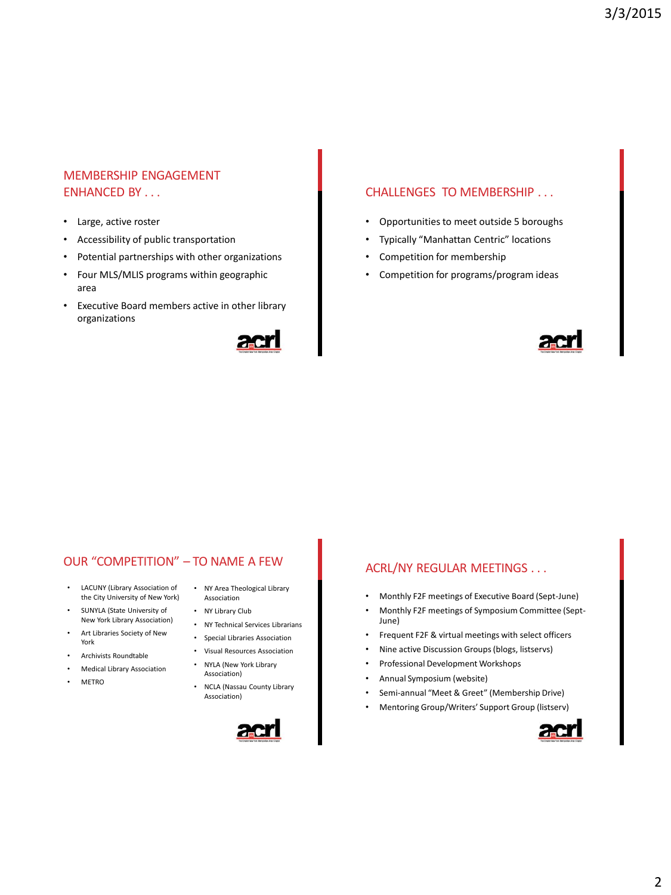## MEMBERSHIP ENGAGEMENT ENHANCED BY . . .

- Large, active roster
- Accessibility of public transportation
- Potential partnerships with other organizations
- Four MLS/MLIS programs within geographic area
- Executive Board members active in other library organizations

## CHALLENGES TO MEMBERSHIP . . .

- Opportunities to meet outside 5 boroughs
- Typically "Manhattan Centric" locations
- Competition for membership
- Competition for programs/program ideas

## OUR "COMPETITION" – TO NAME A FEW

- LACUNY (Library Association of the City University of New York)
- SUNYLA (State University of New York Library Association)
- Art Libraries Society of New York
- Archivists Roundtable
- Medical Library Association
- METRO
- NY Area Theological Library Association
- NY Library Club
- NY Technical Services Librarians
- Special Libraries Association
- Visual Resources Association
- NYLA (New York Library Association)
- NCLA (Nassau County Library Association)

## ACRL/NY REGULAR MEETINGS . . .

- Monthly F2F meetings of Executive Board (Sept-June)
- Monthly F2F meetings of Symposium Committee (Sept-June)
- Frequent F2F & virtual meetings with select officers
- Nine active Discussion Groups (blogs, listservs)
- Professional Development Workshops
- Annual Symposium (website)
- Semi-annual "Meet & Greet" (Membership Drive)
- Mentoring Group/Writers' Support Group (listserv)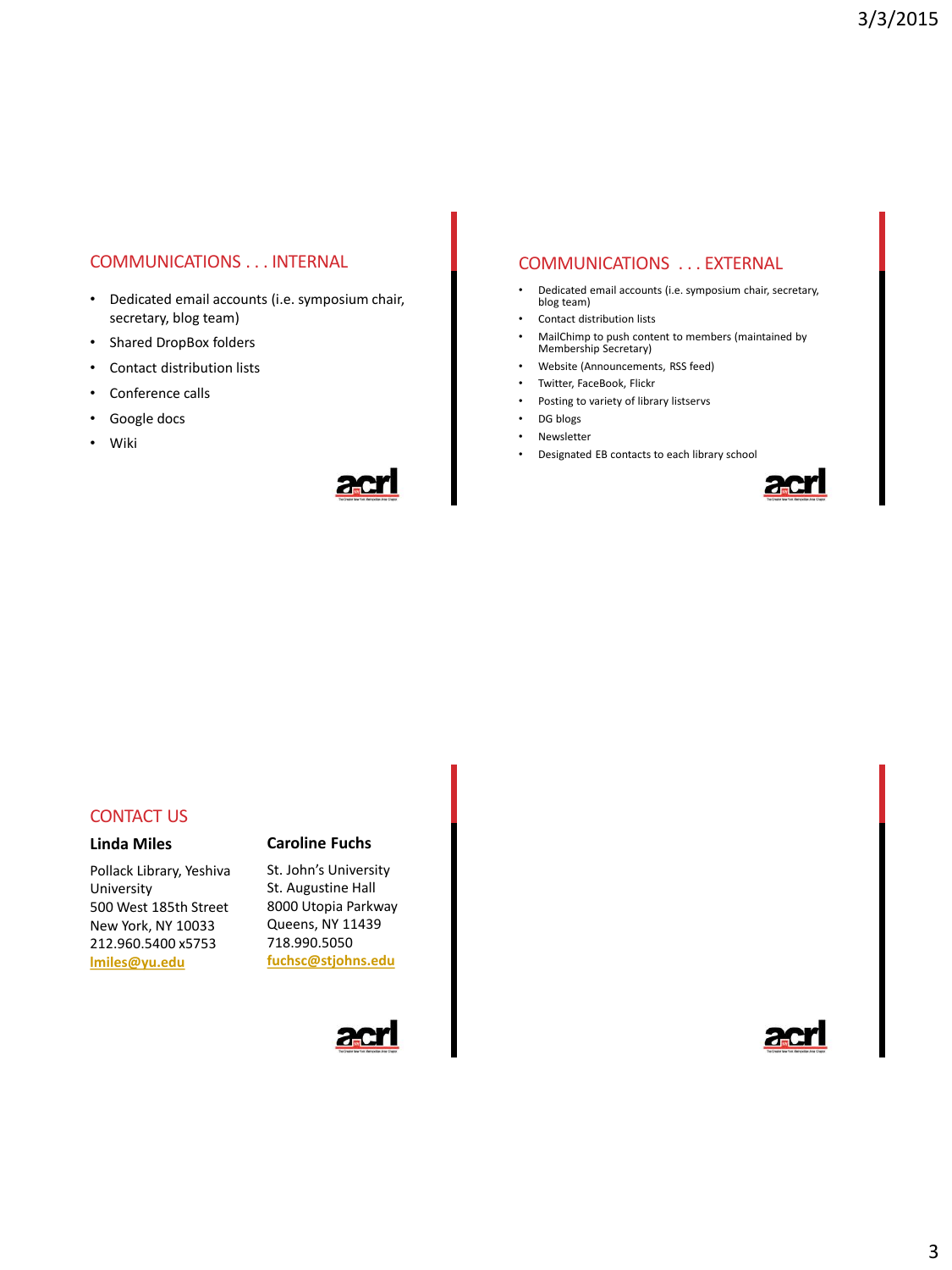## COMMUNICATIONS . . . INTERNAL

- Dedicated email accounts (i.e. symposium chair, secretary, blog team)
- Shared DropBox folders
- Contact distribution lists
- Conference calls
- Google docs
- Wiki

## COMMUNICATIONS . . . EXTERNAL

- Dedicated email accounts (i.e. symposium chair, secretary, blog team)
- Contact distribution lists
- MailChimp to push content to members (maintained by Membership Secretary)
- Website (Announcements, RSS feed)
- Twitter, FaceBook, Flickr
- Posting to variety of library listservs
- DG blogs
- Newsletter
- Designated EB contacts to each library school

## CONTACT US

**Linda Miles**

Pollack Library, Yeshiva University
500 West 185th Street
New York, NY 10033
212.960.5400 x5753
**lmiles@yu.edu**

**Caroline Fuchs**

St. John's University
St. Augustine Hall
8000 Utopia Parkway
Queens, NY 11439
718.990.5050
**fuchsc@stjohns.edu**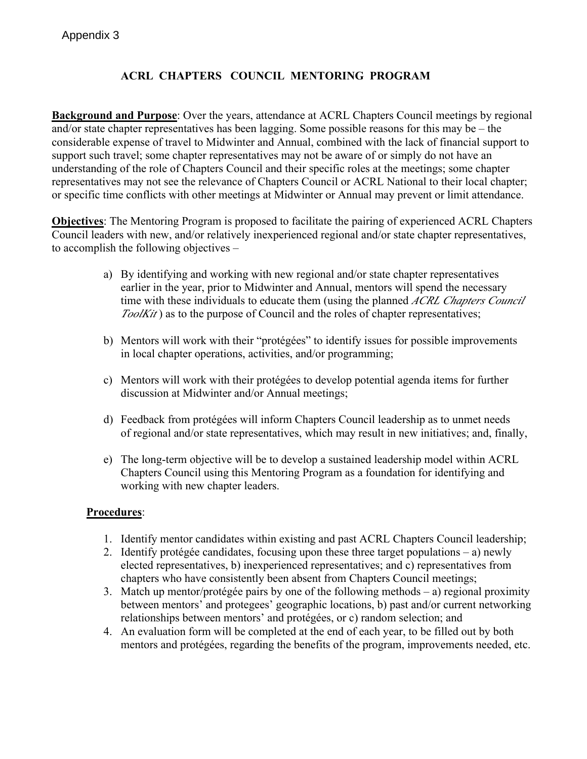Appendix 3

# ACRL CHAPTERS COUNCIL MENTORING PROGRAM

**Background and Purpose**: Over the years, attendance at ACRL Chapters Council meetings by regional and/or state chapter representatives has been lagging. Some possible reasons for this may be – the considerable expense of travel to Midwinter and Annual, combined with the lack of financial support to support such travel; some chapter representatives may not be aware of or simply do not have an understanding of the role of Chapters Council and their specific roles at the meetings; some chapter representatives may not see the relevance of Chapters Council or ACRL National to their local chapter; or specific time conflicts with other meetings at Midwinter or Annual may prevent or limit attendance.

**Objectives**: The Mentoring Program is proposed to facilitate the pairing of experienced ACRL Chapters Council leaders with new, and/or relatively inexperienced regional and/or state chapter representatives, to accomplish the following objectives –

a) By identifying and working with new regional and/or state chapter representatives earlier in the year, prior to Midwinter and Annual, mentors will spend the necessary time with these individuals to educate them (using the planned *ACRL Chapters Council ToolKit* ) as to the purpose of Council and the roles of chapter representatives;

b) Mentors will work with their "protégées" to identify issues for possible improvements in local chapter operations, activities, and/or programming;

c) Mentors will work with their protégées to develop potential agenda items for further discussion at Midwinter and/or Annual meetings;

d) Feedback from protégées will inform Chapters Council leadership as to unmet needs of regional and/or state representatives, which may result in new initiatives; and, finally,

e) The long-term objective will be to develop a sustained leadership model within ACRL Chapters Council using this Mentoring Program as a foundation for identifying and working with new chapter leaders.

**Procedures**:

1. Identify mentor candidates within existing and past ACRL Chapters Council leadership;
2. Identify protégée candidates, focusing upon these three target populations – a) newly elected representatives, b) inexperienced representatives; and c) representatives from chapters who have consistently been absent from Chapters Council meetings;
3. Match up mentor/protégée pairs by one of the following methods – a) regional proximity between mentors' and protegees' geographic locations, b) past and/or current networking relationships between mentors' and protégées, or c) random selection; and
4. An evaluation form will be completed at the end of each year, to be filled out by both mentors and protégées, regarding the benefits of the program, improvements needed, etc.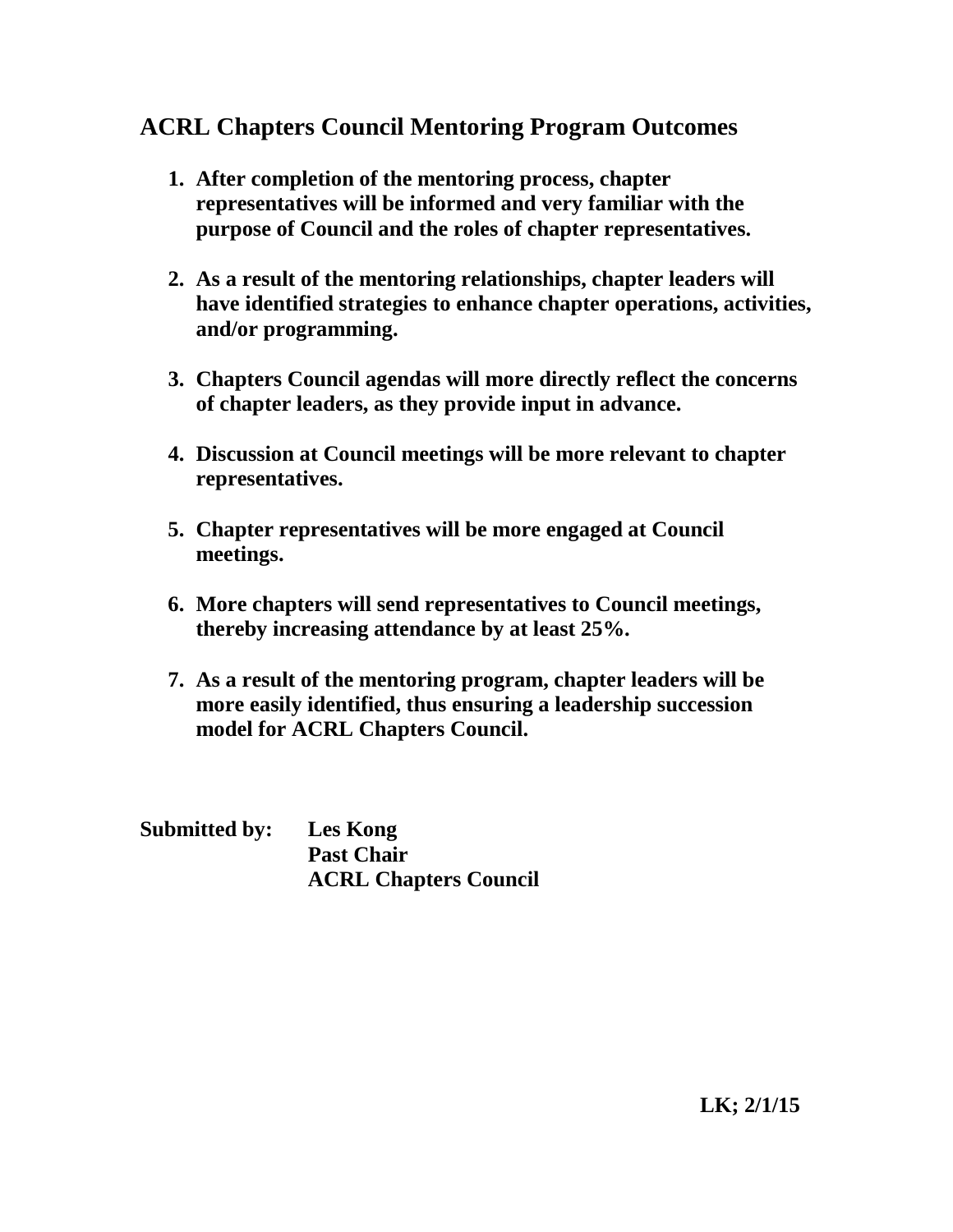## ACRL Chapters Council Mentoring Program Outcomes

1. **After completion of the mentoring process, chapter representatives will be informed and very familiar with the purpose of Council and the roles of chapter representatives.**

2. **As a result of the mentoring relationships, chapter leaders will have identified strategies to enhance chapter operations, activities, and/or programming.**

3. **Chapters Council agendas will more directly reflect the concerns of chapter leaders, as they provide input in advance.**

4. **Discussion at Council meetings will be more relevant to chapter representatives.**

5. **Chapter representatives will be more engaged at Council meetings.**

6. **More chapters will send representatives to Council meetings, thereby increasing attendance by at least 25%.**

7. **As a result of the mentoring program, chapter leaders will be more easily identified, thus ensuring a leadership succession model for ACRL Chapters Council.**

**Submitted by:** **Les Kong**
**Past Chair**
**ACRL Chapters Council**

**LK; 2/1/15**